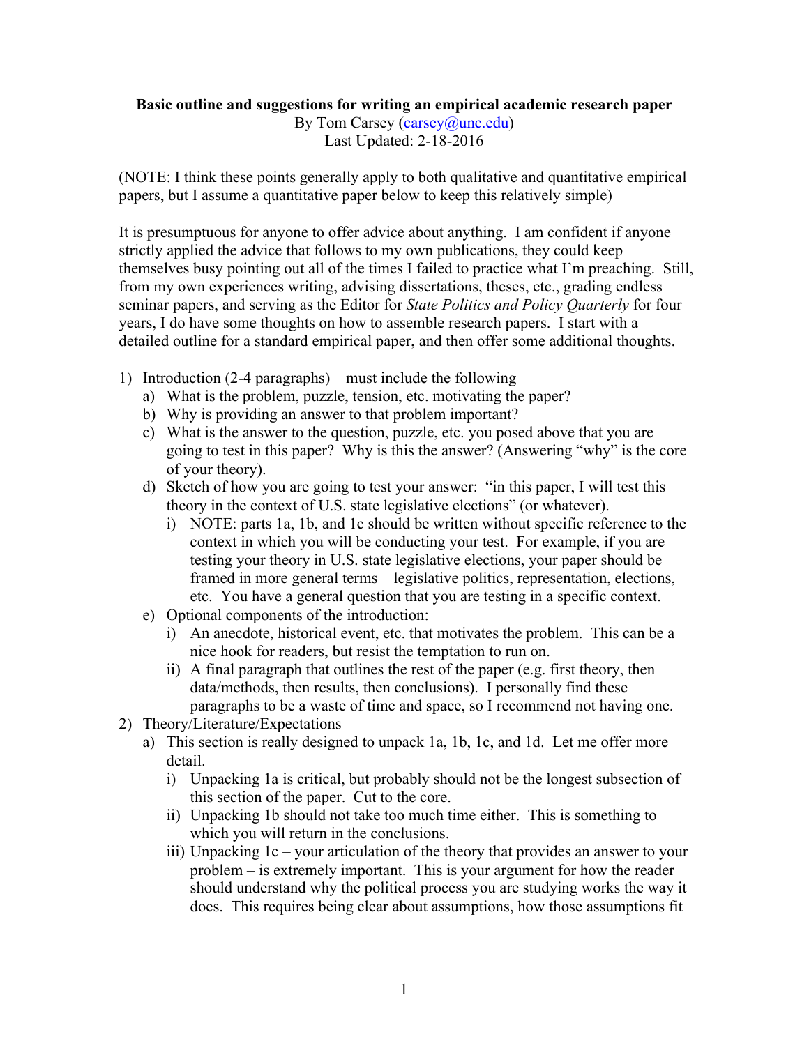**Basic outline and suggestions for writing an empirical academic research paper**

By Tom Carsey (carsey@unc.edu)

Last Updated: 2-18-2016

(NOTE: I think these points generally apply to both qualitative and quantitative empirical papers, but I assume a quantitative paper below to keep this relatively simple)

It is presumptuous for anyone to offer advice about anything. I am confident if anyone strictly applied the advice that follows to my own publications, they could keep themselves busy pointing out all of the times I failed to practice what I'm preaching. Still, from my own experiences writing, advising dissertations, theses, etc., grading endless seminar papers, and serving as the Editor for *State Politics and Policy Quarterly* for four years, I do have some thoughts on how to assemble research papers. I start with a detailed outline for a standard empirical paper, and then offer some additional thoughts.

1) Introduction (2-4 paragraphs) – must include the following
   a) What is the problem, puzzle, tension, etc. motivating the paper?
   b) Why is providing an answer to that problem important?
   c) What is the answer to the question, puzzle, etc. you posed above that you are going to test in this paper? Why is this the answer? (Answering "why" is the core of your theory).
   d) Sketch of how you are going to test your answer: "in this paper, I will test this theory in the context of U.S. state legislative elections" (or whatever).
      i) NOTE: parts 1a, 1b, and 1c should be written without specific reference to the context in which you will be conducting your test. For example, if you are testing your theory in U.S. state legislative elections, your paper should be framed in more general terms – legislative politics, representation, elections, etc. You have a general question that you are testing in a specific context.
   e) Optional components of the introduction:
      i) An anecdote, historical event, etc. that motivates the problem. This can be a nice hook for readers, but resist the temptation to run on.
      ii) A final paragraph that outlines the rest of the paper (e.g. first theory, then data/methods, then results, then conclusions). I personally find these paragraphs to be a waste of time and space, so I recommend not having one.
2) Theory/Literature/Expectations
   a) This section is really designed to unpack 1a, 1b, 1c, and 1d. Let me offer more detail.
      i) Unpacking 1a is critical, but probably should not be the longest subsection of this section of the paper. Cut to the core.
      ii) Unpacking 1b should not take too much time either. This is something to which you will return in the conclusions.
      iii) Unpacking 1c – your articulation of the theory that provides an answer to your problem – is extremely important. This is your argument for how the reader should understand why the political process you are studying works the way it does. This requires being clear about assumptions, how those assumptions fit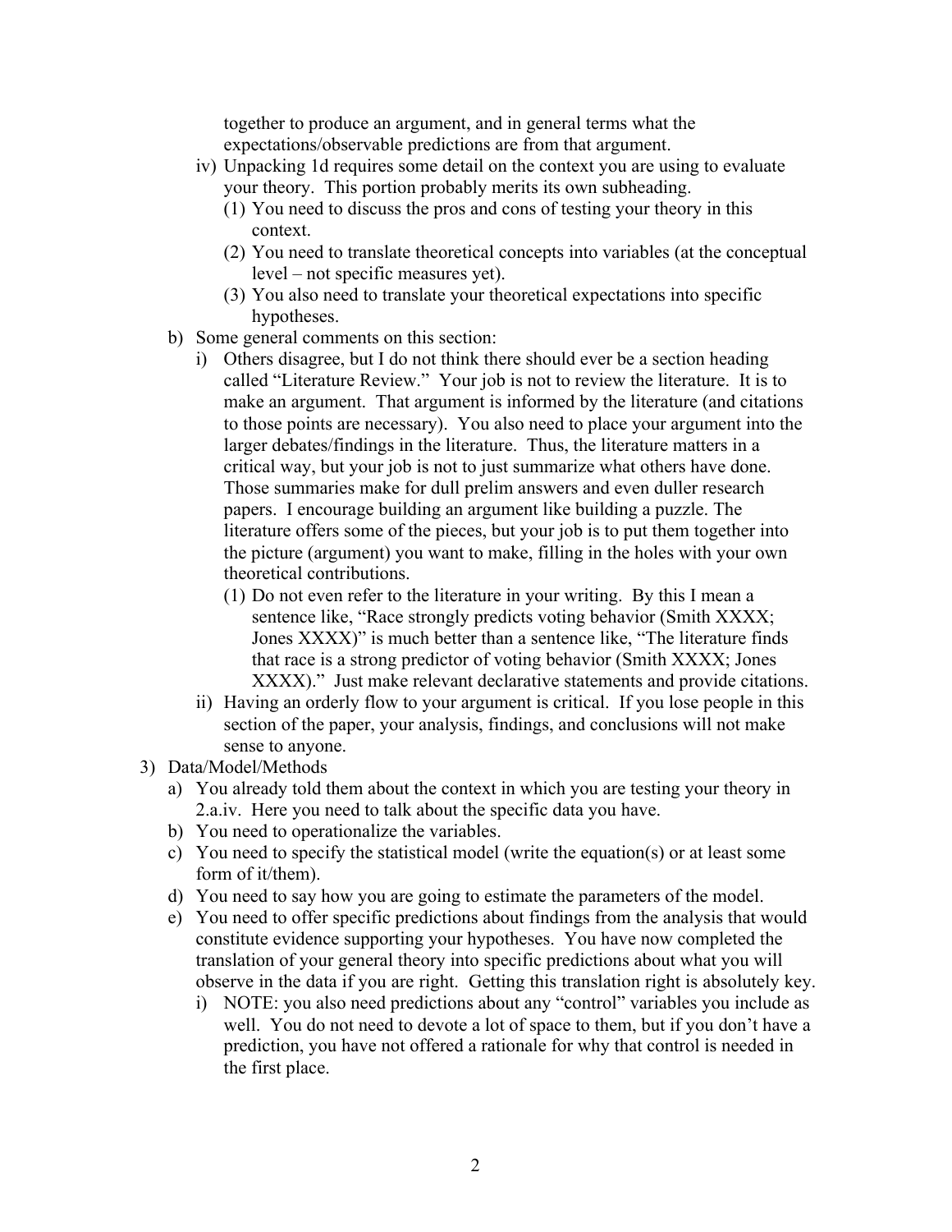together to produce an argument, and in general terms what the expectations/observable predictions are from that argument.

iv) Unpacking 1d requires some detail on the context you are using to evaluate your theory. This portion probably merits its own subheading.
   (1) You need to discuss the pros and cons of testing your theory in this context.
   (2) You need to translate theoretical concepts into variables (at the conceptual level – not specific measures yet).
   (3) You also need to translate your theoretical expectations into specific hypotheses.

b) Some general comments on this section:
   i) Others disagree, but I do not think there should ever be a section heading called "Literature Review." Your job is not to review the literature. It is to make an argument. That argument is informed by the literature (and citations to those points are necessary). You also need to place your argument into the larger debates/findings in the literature. Thus, the literature matters in a critical way, but your job is not to just summarize what others have done. Those summaries make for dull prelim answers and even duller research papers. I encourage building an argument like building a puzzle. The literature offers some of the pieces, but your job is to put them together into the picture (argument) you want to make, filling in the holes with your own theoretical contributions.
      (1) Do not even refer to the literature in your writing. By this I mean a sentence like, "Race strongly predicts voting behavior (Smith XXXX; Jones XXXX)" is much better than a sentence like, "The literature finds that race is a strong predictor of voting behavior (Smith XXXX; Jones XXXX)." Just make relevant declarative statements and provide citations.
   ii) Having an orderly flow to your argument is critical. If you lose people in this section of the paper, your analysis, findings, and conclusions will not make sense to anyone.

3) Data/Model/Methods
   a) You already told them about the context in which you are testing your theory in 2.a.iv. Here you need to talk about the specific data you have.
   b) You need to operationalize the variables.
   c) You need to specify the statistical model (write the equation(s) or at least some form of it/them).
   d) You need to say how you are going to estimate the parameters of the model.
   e) You need to offer specific predictions about findings from the analysis that would constitute evidence supporting your hypotheses. You have now completed the translation of your general theory into specific predictions about what you will observe in the data if you are right. Getting this translation right is absolutely key.
      i) NOTE: you also need predictions about any "control" variables you include as well. You do not need to devote a lot of space to them, but if you don't have a prediction, you have not offered a rationale for why that control is needed in the first place.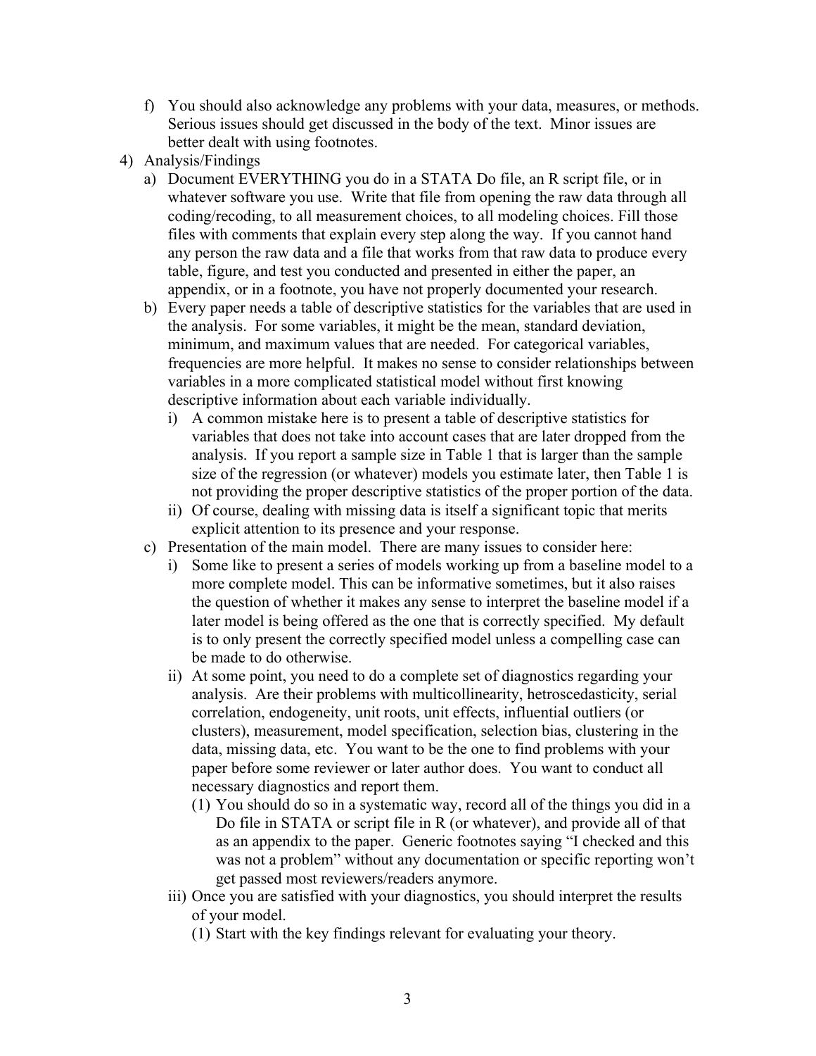f) You should also acknowledge any problems with your data, measures, or methods. Serious issues should get discussed in the body of the text. Minor issues are better dealt with using footnotes.

4) Analysis/Findings
   a) Document EVERYTHING you do in a STATA Do file, an R script file, or in whatever software you use. Write that file from opening the raw data through all coding/recoding, to all measurement choices, to all modeling choices. Fill those files with comments that explain every step along the way. If you cannot hand any person the raw data and a file that works from that raw data to produce every table, figure, and test you conducted and presented in either the paper, an appendix, or in a footnote, you have not properly documented your research.
   b) Every paper needs a table of descriptive statistics for the variables that are used in the analysis. For some variables, it might be the mean, standard deviation, minimum, and maximum values that are needed. For categorical variables, frequencies are more helpful. It makes no sense to consider relationships between variables in a more complicated statistical model without first knowing descriptive information about each variable individually.
      i) A common mistake here is to present a table of descriptive statistics for variables that does not take into account cases that are later dropped from the analysis. If you report a sample size in Table 1 that is larger than the sample size of the regression (or whatever) models you estimate later, then Table 1 is not providing the proper descriptive statistics of the proper portion of the data.
      ii) Of course, dealing with missing data is itself a significant topic that merits explicit attention to its presence and your response.
   c) Presentation of the main model. There are many issues to consider here:
      i) Some like to present a series of models working up from a baseline model to a more complete model. This can be informative sometimes, but it also raises the question of whether it makes any sense to interpret the baseline model if a later model is being offered as the one that is correctly specified. My default is to only present the correctly specified model unless a compelling case can be made to do otherwise.
      ii) At some point, you need to do a complete set of diagnostics regarding your analysis. Are their problems with multicollinearity, hetroscedasticity, serial correlation, endogeneity, unit roots, unit effects, influential outliers (or clusters), measurement, model specification, selection bias, clustering in the data, missing data, etc. You want to be the one to find problems with your paper before some reviewer or later author does. You want to conduct all necessary diagnostics and report them.
         (1) You should do so in a systematic way, record all of the things you did in a Do file in STATA or script file in R (or whatever), and provide all of that as an appendix to the paper. Generic footnotes saying "I checked and this was not a problem" without any documentation or specific reporting won't get passed most reviewers/readers anymore.
      iii) Once you are satisfied with your diagnostics, you should interpret the results of your model.
         (1) Start with the key findings relevant for evaluating your theory.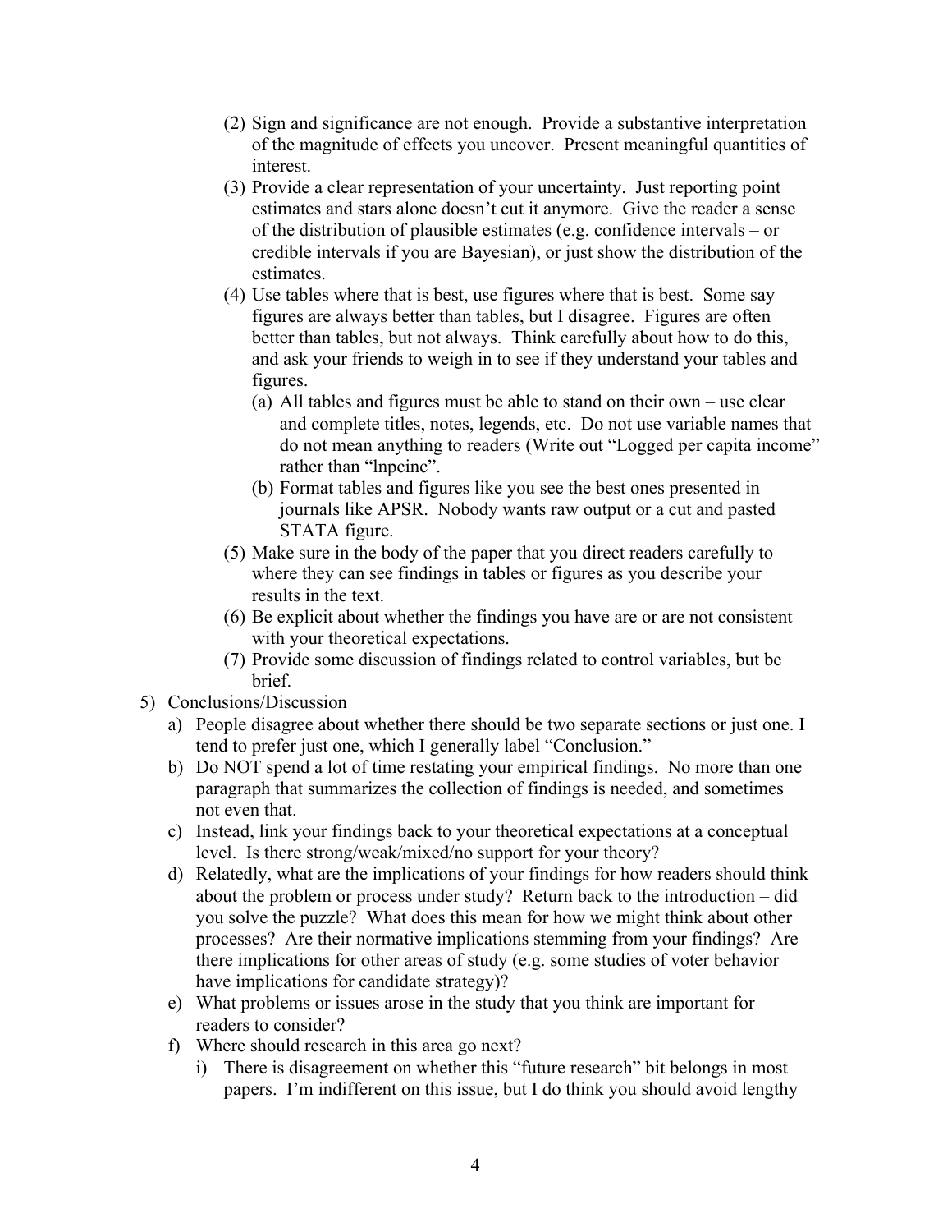(2) Sign and significance are not enough. Provide a substantive interpretation of the magnitude of effects you uncover. Present meaningful quantities of interest.

(3) Provide a clear representation of your uncertainty. Just reporting point estimates and stars alone doesn't cut it anymore. Give the reader a sense of the distribution of plausible estimates (e.g. confidence intervals – or credible intervals if you are Bayesian), or just show the distribution of the estimates.

(4) Use tables where that is best, use figures where that is best. Some say figures are always better than tables, but I disagree. Figures are often better than tables, but not always. Think carefully about how to do this, and ask your friends to weigh in to see if they understand your tables and figures.

   (a) All tables and figures must be able to stand on their own – use clear and complete titles, notes, legends, etc. Do not use variable names that do not mean anything to readers (Write out "Logged per capita income" rather than "lnpcinc".

   (b) Format tables and figures like you see the best ones presented in journals like APSR. Nobody wants raw output or a cut and pasted STATA figure.

(5) Make sure in the body of the paper that you direct readers carefully to where they can see findings in tables or figures as you describe your results in the text.

(6) Be explicit about whether the findings you have are or are not consistent with your theoretical expectations.

(7) Provide some discussion of findings related to control variables, but be brief.

5) Conclusions/Discussion

   a) People disagree about whether there should be two separate sections or just one. I tend to prefer just one, which I generally label "Conclusion."

   b) Do NOT spend a lot of time restating your empirical findings. No more than one paragraph that summarizes the collection of findings is needed, and sometimes not even that.

   c) Instead, link your findings back to your theoretical expectations at a conceptual level. Is there strong/weak/mixed/no support for your theory?

   d) Relatedly, what are the implications of your findings for how readers should think about the problem or process under study? Return back to the introduction – did you solve the puzzle? What does this mean for how we might think about other processes? Are their normative implications stemming from your findings? Are there implications for other areas of study (e.g. some studies of voter behavior have implications for candidate strategy)?

   e) What problems or issues arose in the study that you think are important for readers to consider?

   f) Where should research in this area go next?

      i) There is disagreement on whether this "future research" bit belongs in most papers. I'm indifferent on this issue, but I do think you should avoid lengthy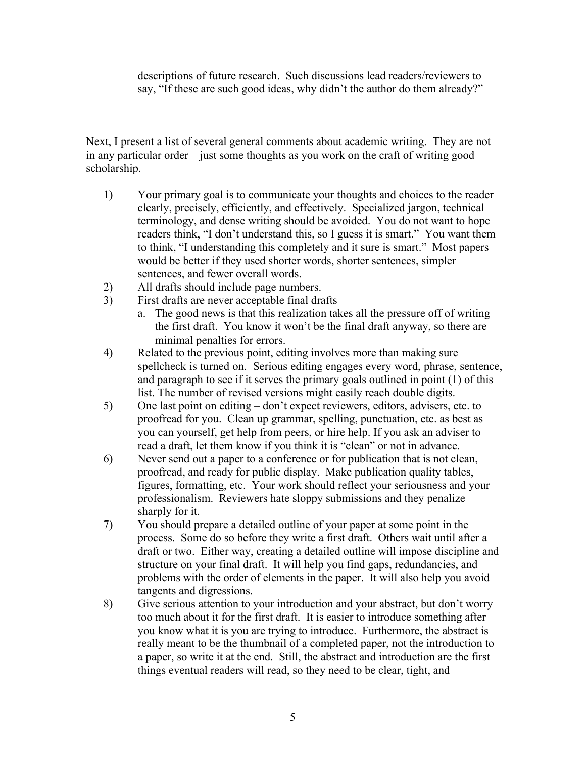descriptions of future research. Such discussions lead readers/reviewers to say, "If these are such good ideas, why didn't the author do them already?"

Next, I present a list of several general comments about academic writing. They are not in any particular order – just some thoughts as you work on the craft of writing good scholarship.

1) Your primary goal is to communicate your thoughts and choices to the reader clearly, precisely, efficiently, and effectively. Specialized jargon, technical terminology, and dense writing should be avoided. You do not want to hope readers think, "I don't understand this, so I guess it is smart." You want them to think, "I understanding this completely and it sure is smart." Most papers would be better if they used shorter words, shorter sentences, simpler sentences, and fewer overall words.
2) All drafts should include page numbers.
3) First drafts are never acceptable final drafts
   a. The good news is that this realization takes all the pressure off of writing the first draft. You know it won't be the final draft anyway, so there are minimal penalties for errors.
4) Related to the previous point, editing involves more than making sure spellcheck is turned on. Serious editing engages every word, phrase, sentence, and paragraph to see if it serves the primary goals outlined in point (1) of this list. The number of revised versions might easily reach double digits.
5) One last point on editing – don't expect reviewers, editors, advisers, etc. to proofread for you. Clean up grammar, spelling, punctuation, etc. as best as you can yourself, get help from peers, or hire help. If you ask an adviser to read a draft, let them know if you think it is "clean" or not in advance.
6) Never send out a paper to a conference or for publication that is not clean, proofread, and ready for public display. Make publication quality tables, figures, formatting, etc. Your work should reflect your seriousness and your professionalism. Reviewers hate sloppy submissions and they penalize sharply for it.
7) You should prepare a detailed outline of your paper at some point in the process. Some do so before they write a first draft. Others wait until after a draft or two. Either way, creating a detailed outline will impose discipline and structure on your final draft. It will help you find gaps, redundancies, and problems with the order of elements in the paper. It will also help you avoid tangents and digressions.
8) Give serious attention to your introduction and your abstract, but don't worry too much about it for the first draft. It is easier to introduce something after you know what it is you are trying to introduce. Furthermore, the abstract is really meant to be the thumbnail of a completed paper, not the introduction to a paper, so write it at the end. Still, the abstract and introduction are the first things eventual readers will read, so they need to be clear, tight, and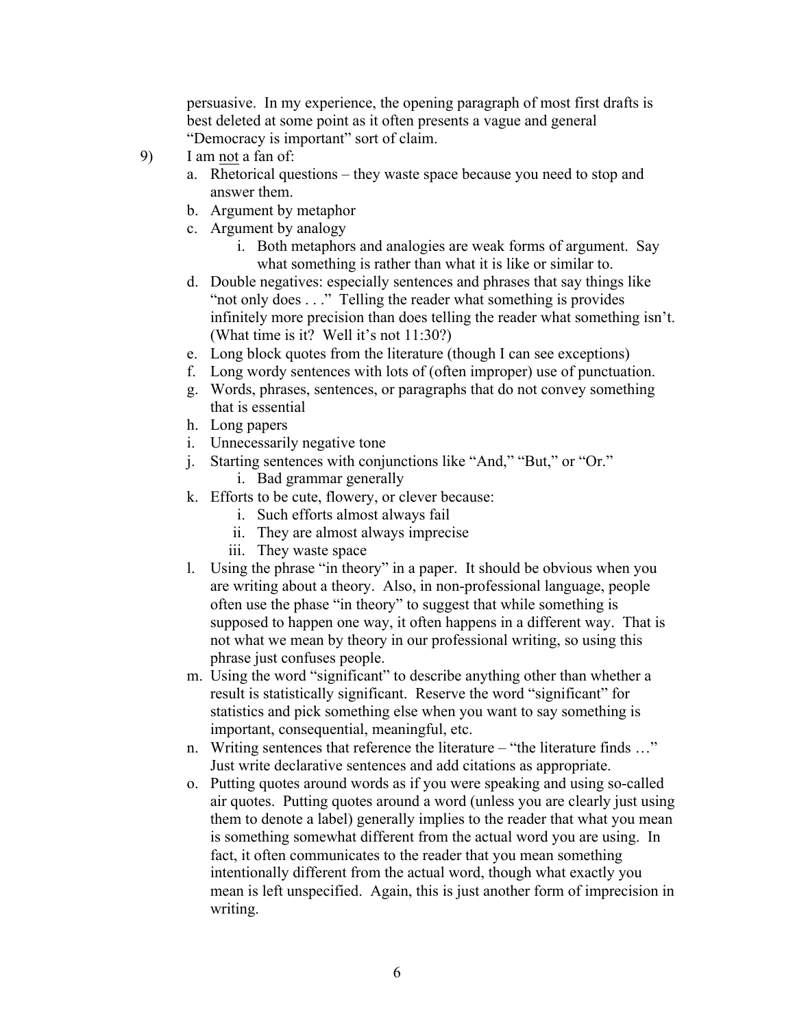persuasive. In my experience, the opening paragraph of most first drafts is best deleted at some point as it often presents a vague and general "Democracy is important" sort of claim.

9) I am <u>not</u> a fan of:
   a. Rhetorical questions – they waste space because you need to stop and answer them.
   b. Argument by metaphor
   c. Argument by analogy
      i. Both metaphors and analogies are weak forms of argument. Say what something is rather than what it is like or similar to.
   d. Double negatives: especially sentences and phrases that say things like "not only does . . ." Telling the reader what something is provides infinitely more precision than does telling the reader what something isn't. (What time is it? Well it's not 11:30?)
   e. Long block quotes from the literature (though I can see exceptions)
   f. Long wordy sentences with lots of (often improper) use of punctuation.
   g. Words, phrases, sentences, or paragraphs that do not convey something that is essential
   h. Long papers
   i. Unnecessarily negative tone
   j. Starting sentences with conjunctions like "And," "But," or "Or."
      i. Bad grammar generally
   k. Efforts to be cute, flowery, or clever because:
      i. Such efforts almost always fail
      ii. They are almost always imprecise
      iii. They waste space
   l. Using the phrase "in theory" in a paper. It should be obvious when you are writing about a theory. Also, in non-professional language, people often use the phase "in theory" to suggest that while something is supposed to happen one way, it often happens in a different way. That is not what we mean by theory in our professional writing, so using this phrase just confuses people.
   m. Using the word "significant" to describe anything other than whether a result is statistically significant. Reserve the word "significant" for statistics and pick something else when you want to say something is important, consequential, meaningful, etc.
   n. Writing sentences that reference the literature – "the literature finds …" Just write declarative sentences and add citations as appropriate.
   o. Putting quotes around words as if you were speaking and using so-called air quotes. Putting quotes around a word (unless you are clearly just using them to denote a label) generally implies to the reader that what you mean is something somewhat different from the actual word you are using. In fact, it often communicates to the reader that you mean something intentionally different from the actual word, though what exactly you mean is left unspecified. Again, this is just another form of imprecision in writing.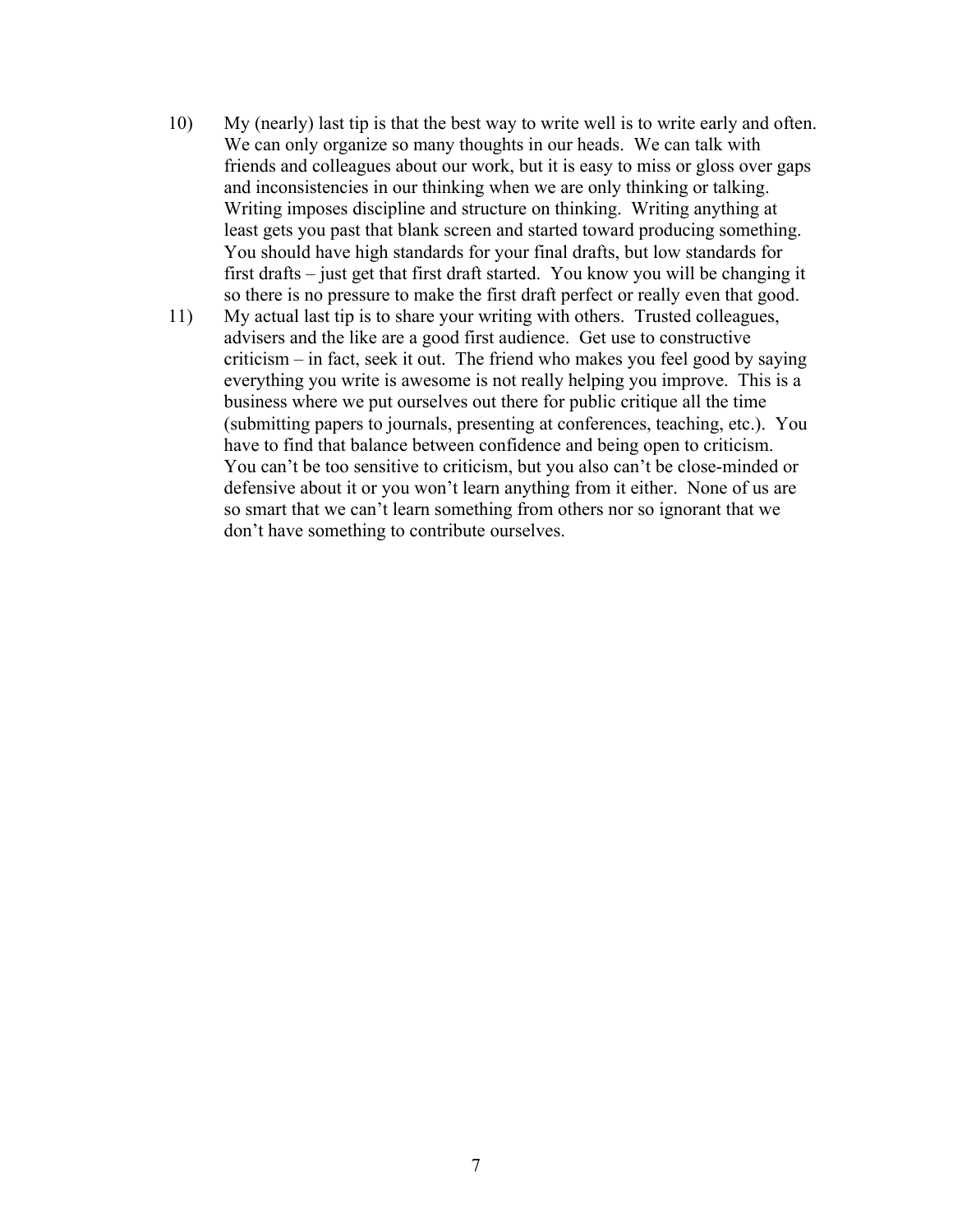10) My (nearly) last tip is that the best way to write well is to write early and often. We can only organize so many thoughts in our heads. We can talk with friends and colleagues about our work, but it is easy to miss or gloss over gaps and inconsistencies in our thinking when we are only thinking or talking. Writing imposes discipline and structure on thinking. Writing anything at least gets you past that blank screen and started toward producing something. You should have high standards for your final drafts, but low standards for first drafts – just get that first draft started. You know you will be changing it so there is no pressure to make the first draft perfect or really even that good.

11) My actual last tip is to share your writing with others. Trusted colleagues, advisers and the like are a good first audience. Get use to constructive criticism – in fact, seek it out. The friend who makes you feel good by saying everything you write is awesome is not really helping you improve. This is a business where we put ourselves out there for public critique all the time (submitting papers to journals, presenting at conferences, teaching, etc.). You have to find that balance between confidence and being open to criticism. You can't be too sensitive to criticism, but you also can't be close-minded or defensive about it or you won't learn anything from it either. None of us are so smart that we can't learn something from others nor so ignorant that we don't have something to contribute ourselves.